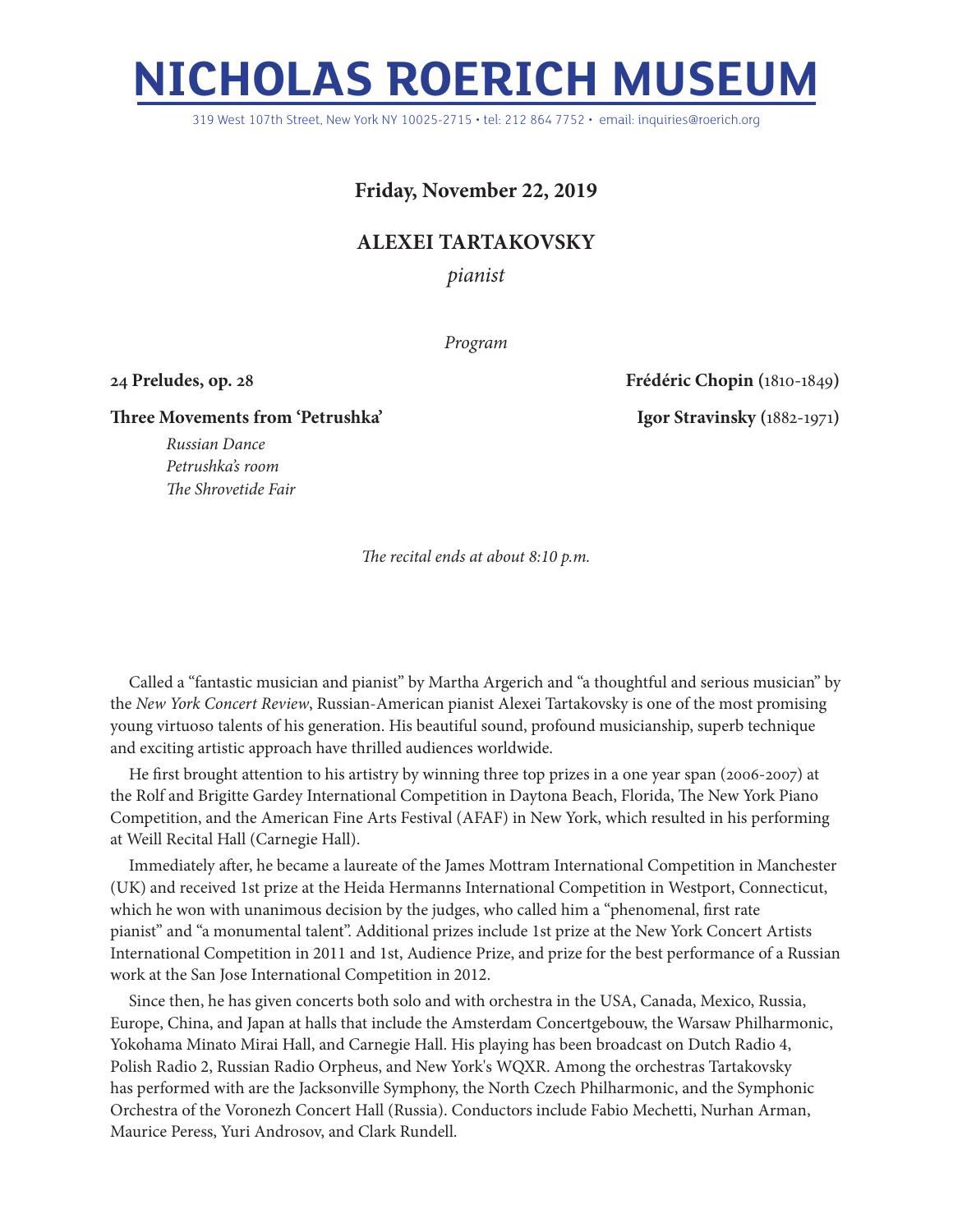# NICHOLAS ROERICH MUSEUM

319 West 107th Street, New York NY 10025-2715 • tel: 212 864 7752 • email: inquiries@roerich.org

**Friday, November 22, 2019**

## ALEXEI TARTAKOVSKY

*pianist*

*Program*

**24 Preludes, op. 28** — **Frédéric Chopin** (1810-1849)

**Three Movements from 'Petrushka'** — **Igor Stravinsky** (1882-1971)

*Russian Dance*
*Petrushka's room*
*The Shrovetide Fair*

*The recital ends at about 8:10 p.m.*

Called a "fantastic musician and pianist" by Martha Argerich and "a thoughtful and serious musician" by the *New York Concert Review*, Russian-American pianist Alexei Tartakovsky is one of the most promising young virtuoso talents of his generation. His beautiful sound, profound musicianship, superb technique and exciting artistic approach have thrilled audiences worldwide.

He first brought attention to his artistry by winning three top prizes in a one year span (2006-2007) at the Rolf and Brigitte Gardey International Competition in Daytona Beach, Florida, The New York Piano Competition, and the American Fine Arts Festival (AFAF) in New York, which resulted in his performing at Weill Recital Hall (Carnegie Hall).

Immediately after, he became a laureate of the James Mottram International Competition in Manchester (UK) and received 1st prize at the Heida Hermanns International Competition in Westport, Connecticut, which he won with unanimous decision by the judges, who called him a "phenomenal, first rate pianist" and "a monumental talent". Additional prizes include 1st prize at the New York Concert Artists International Competition in 2011 and 1st, Audience Prize, and prize for the best performance of a Russian work at the San Jose International Competition in 2012.

Since then, he has given concerts both solo and with orchestra in the USA, Canada, Mexico, Russia, Europe, China, and Japan at halls that include the Amsterdam Concertgebouw, the Warsaw Philharmonic, Yokohama Minato Mirai Hall, and Carnegie Hall. His playing has been broadcast on Dutch Radio 4, Polish Radio 2, Russian Radio Orpheus, and New York's WQXR. Among the orchestras Tartakovsky has performed with are the Jacksonville Symphony, the North Czech Philharmonic, and the Symphonic Orchestra of the Voronezh Concert Hall (Russia). Conductors include Fabio Mechetti, Nurhan Arman, Maurice Peress, Yuri Androsov, and Clark Rundell.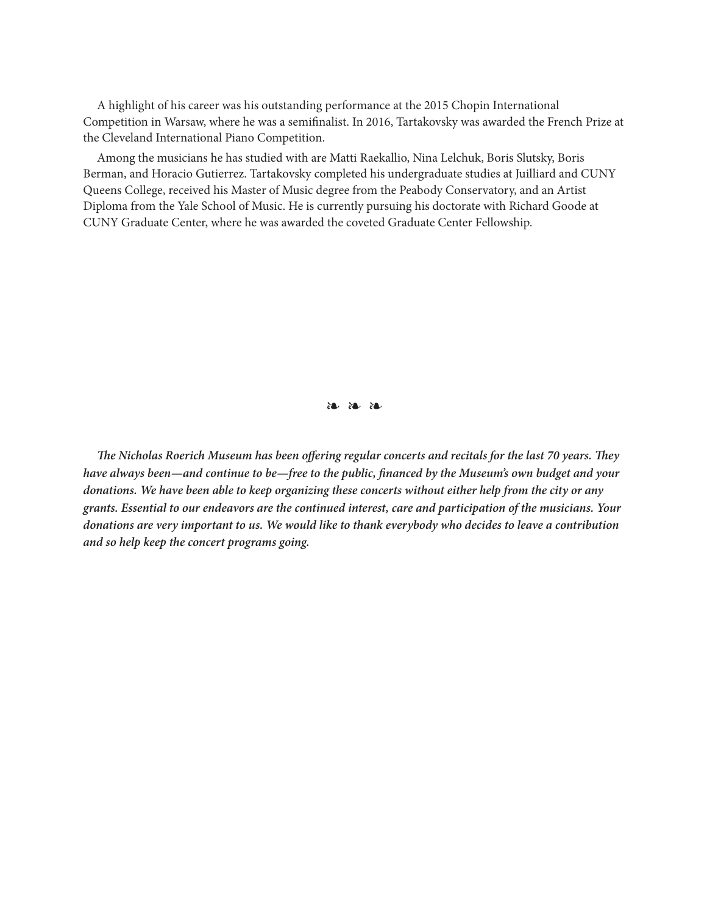A highlight of his career was his outstanding performance at the 2015 Chopin International Competition in Warsaw, where he was a semifinalist. In 2016, Tartakovsky was awarded the French Prize at the Cleveland International Piano Competition.

Among the musicians he has studied with are Matti Raekallio, Nina Lelchuk, Boris Slutsky, Boris Berman, and Horacio Gutierrez. Tartakovsky completed his undergraduate studies at Juilliard and CUNY Queens College, received his Master of Music degree from the Peabody Conservatory, and an Artist Diploma from the Yale School of Music. He is currently pursuing his doctorate with Richard Goode at CUNY Graduate Center, where he was awarded the coveted Graduate Center Fellowship.

❧ ❧ ❧

***The Nicholas Roerich Museum has been offering regular concerts and recitals for the last 70 years. They have always been—and continue to be—free to the public, financed by the Museum's own budget and your donations. We have been able to keep organizing these concerts without either help from the city or any grants. Essential to our endeavors are the continued interest, care and participation of the musicians. Your donations are very important to us. We would like to thank everybody who decides to leave a contribution and so help keep the concert programs going.***